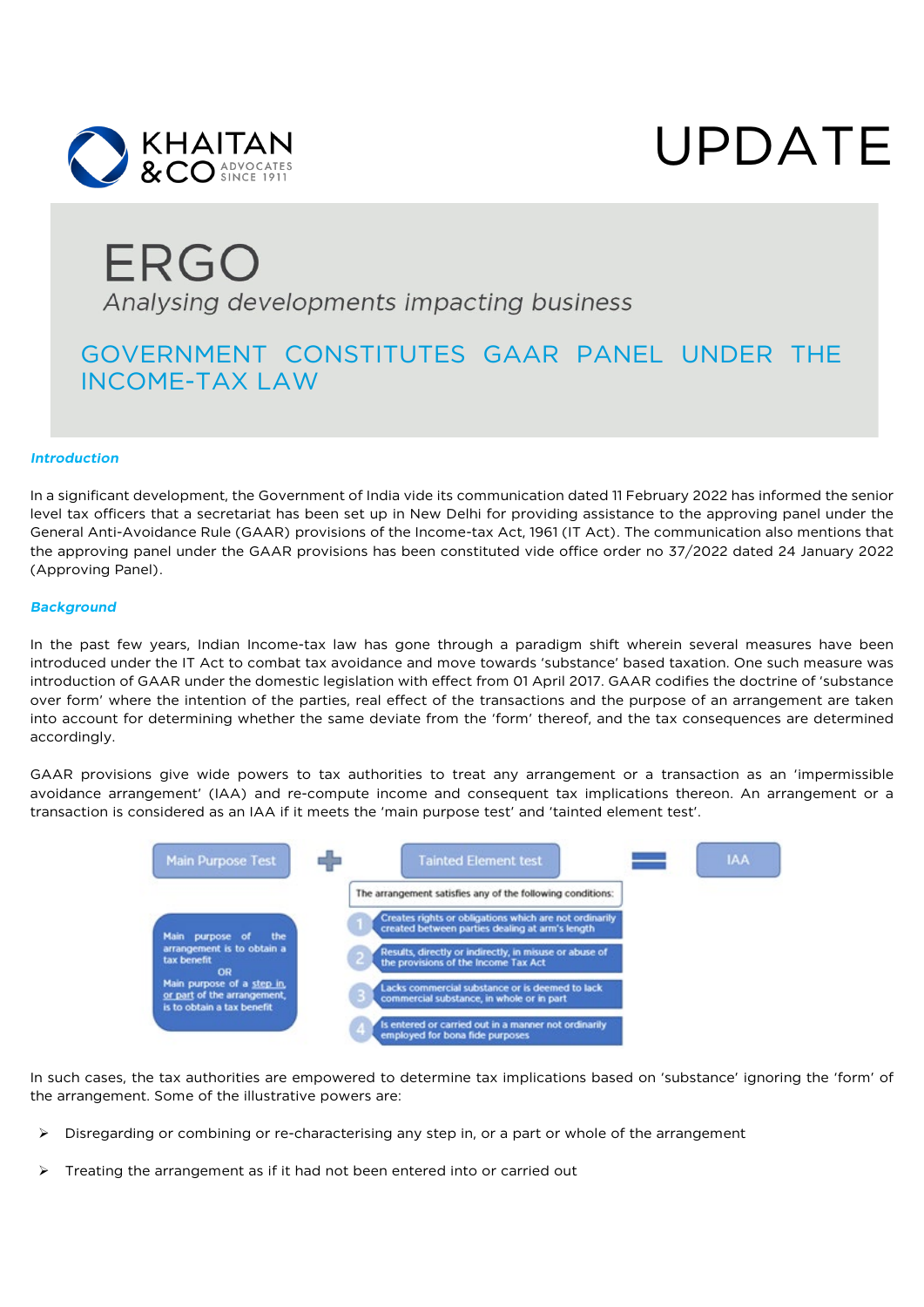KHAITAN & CO ADVOCATES SINCE 1911

UPDATE

# ERGO

*Analysing developments impacting business*

## GOVERNMENT CONSTITUTES GAAR PANEL UNDER THE INCOME-TAX LAW

***Introduction***

In a significant development, the Government of India vide its communication dated 11 February 2022 has informed the senior level tax officers that a secretariat has been set up in New Delhi for providing assistance to the approving panel under the General Anti-Avoidance Rule (GAAR) provisions of the Income-tax Act, 1961 (IT Act). The communication also mentions that the approving panel under the GAAR provisions has been constituted vide office order no 37/2022 dated 24 January 2022 (Approving Panel).

***Background***

In the past few years, Indian Income-tax law has gone through a paradigm shift wherein several measures have been introduced under the IT Act to combat tax avoidance and move towards 'substance' based taxation. One such measure was introduction of GAAR under the domestic legislation with effect from 01 April 2017. GAAR codifies the doctrine of 'substance over form' where the intention of the parties, real effect of the transactions and the purpose of an arrangement are taken into account for determining whether the same deviate from the 'form' thereof, and the tax consequences are determined accordingly.

GAAR provisions give wide powers to tax authorities to treat any arrangement or a transaction as an 'impermissible avoidance arrangement' (IAA) and re-compute income and consequent tax implications thereon. An arrangement or a transaction is considered as an IAA if it meets the 'main purpose test' and 'tainted element test'.

**Main Purpose Test** + **Tainted Element test** = **IAA**

Main Purpose Test:
- Main purpose of the arrangement is to obtain a tax benefit
- OR
- Main purpose of a step in, or part of the arrangement, is to obtain a tax benefit

Tainted Element test — The arrangement satisfies any of the following conditions:
1. Creates rights or obligations which are not ordinarily created between parties dealing at arm's length
2. Results, directly or indirectly, in misuse or abuse of the provisions of the Income Tax Act
3. Lacks commercial substance or is deemed to lack commercial substance, in whole or in part
4. Is entered or carried out in a manner not ordinarily employed for bona fide purposes

In such cases, the tax authorities are empowered to determine tax implications based on 'substance' ignoring the 'form' of the arrangement. Some of the illustrative powers are:

- Disregarding or combining or re-characterising any step in, or a part or whole of the arrangement
- Treating the arrangement as if it had not been entered into or carried out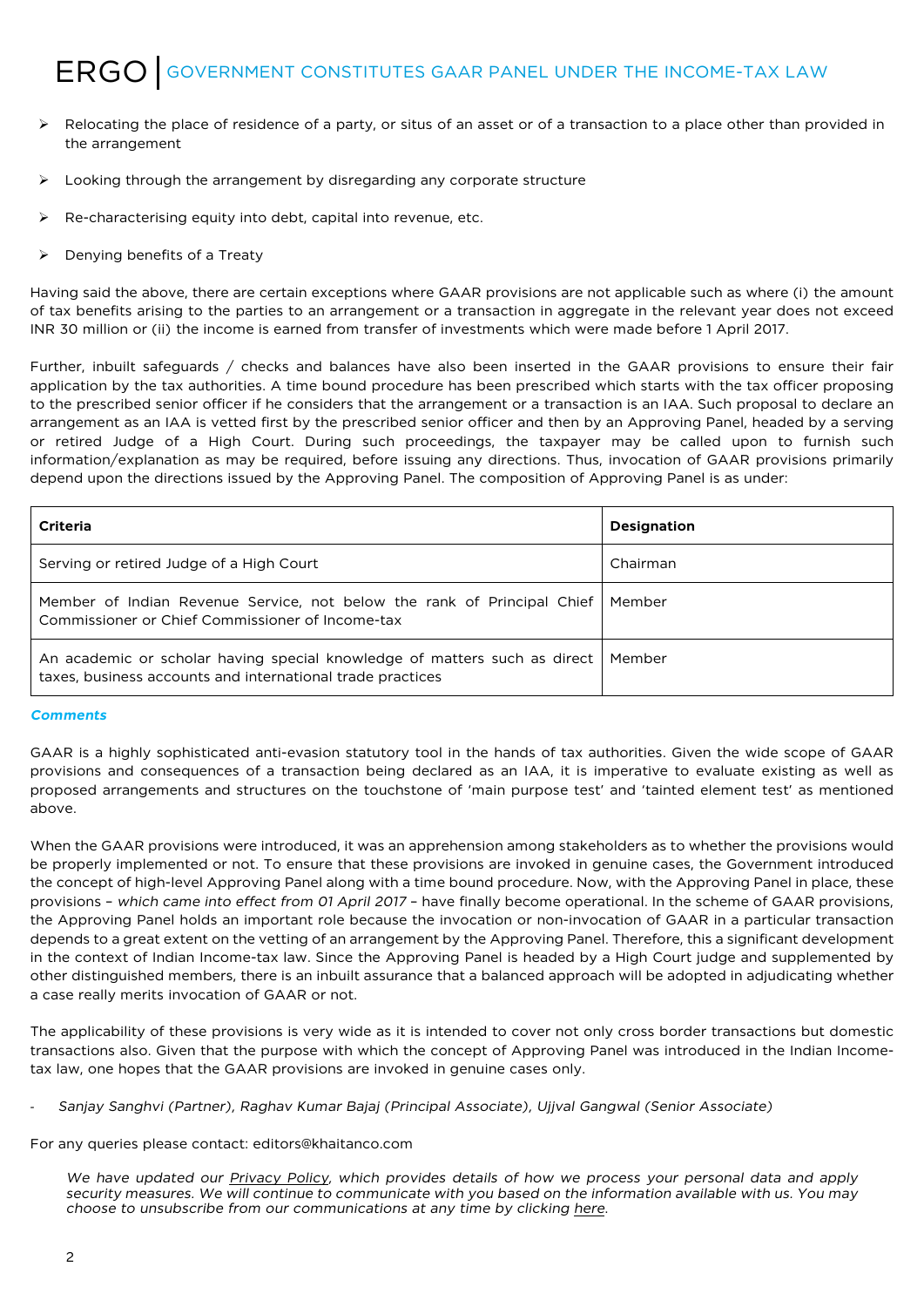- Relocating the place of residence of a party, or situs of an asset or of a transaction to a place other than provided in the arrangement
- Looking through the arrangement by disregarding any corporate structure
- Re-characterising equity into debt, capital into revenue, etc.
- Denying benefits of a Treaty

Having said the above, there are certain exceptions where GAAR provisions are not applicable such as where (i) the amount of tax benefits arising to the parties to an arrangement or a transaction in aggregate in the relevant year does not exceed INR 30 million or (ii) the income is earned from transfer of investments which were made before 1 April 2017.

Further, inbuilt safeguards / checks and balances have also been inserted in the GAAR provisions to ensure their fair application by the tax authorities. A time bound procedure has been prescribed which starts with the tax officer proposing to the prescribed senior officer if he considers that the arrangement or a transaction is an IAA. Such proposal to declare an arrangement as an IAA is vetted first by the prescribed senior officer and then by an Approving Panel, headed by a serving or retired Judge of a High Court. During such proceedings, the taxpayer may be called upon to furnish such information/explanation as may be required, before issuing any directions. Thus, invocation of GAAR provisions primarily depend upon the directions issued by the Approving Panel. The composition of Approving Panel is as under:

| Criteria | Designation |
|---|---|
| Serving or retired Judge of a High Court | Chairman |
| Member of Indian Revenue Service, not below the rank of Principal Chief Commissioner or Chief Commissioner of Income-tax | Member |
| An academic or scholar having special knowledge of matters such as direct taxes, business accounts and international trade practices | Member |

***Comments***

GAAR is a highly sophisticated anti-evasion statutory tool in the hands of tax authorities. Given the wide scope of GAAR provisions and consequences of a transaction being declared as an IAA, it is imperative to evaluate existing as well as proposed arrangements and structures on the touchstone of 'main purpose test' and 'tainted element test' as mentioned above.

When the GAAR provisions were introduced, it was an apprehension among stakeholders as to whether the provisions would be properly implemented or not. To ensure that these provisions are invoked in genuine cases, the Government introduced the concept of high-level Approving Panel along with a time bound procedure. Now, with the Approving Panel in place, these provisions – *which came into effect from 01 April 2017* – have finally become operational. In the scheme of GAAR provisions, the Approving Panel holds an important role because the invocation or non-invocation of GAAR in a particular transaction depends to a great extent on the vetting of an arrangement by the Approving Panel. Therefore, this a significant development in the context of Indian Income-tax law. Since the Approving Panel is headed by a High Court judge and supplemented by other distinguished members, there is an inbuilt assurance that a balanced approach will be adopted in adjudicating whether a case really merits invocation of GAAR or not.

The applicability of these provisions is very wide as it is intended to cover not only cross border transactions but domestic transactions also. Given that the purpose with which the concept of Approving Panel was introduced in the Indian Income-tax law, one hopes that the GAAR provisions are invoked in genuine cases only.

- *Sanjay Sanghvi (Partner), Raghav Kumar Bajaj (Principal Associate), Ujjval Gangwal (Senior Associate)*

For any queries please contact: editors@khaitanco.com

*We have updated our Privacy Policy, which provides details of how we process your personal data and apply security measures. We will continue to communicate with you based on the information available with us. You may choose to unsubscribe from our communications at any time by clicking here.*